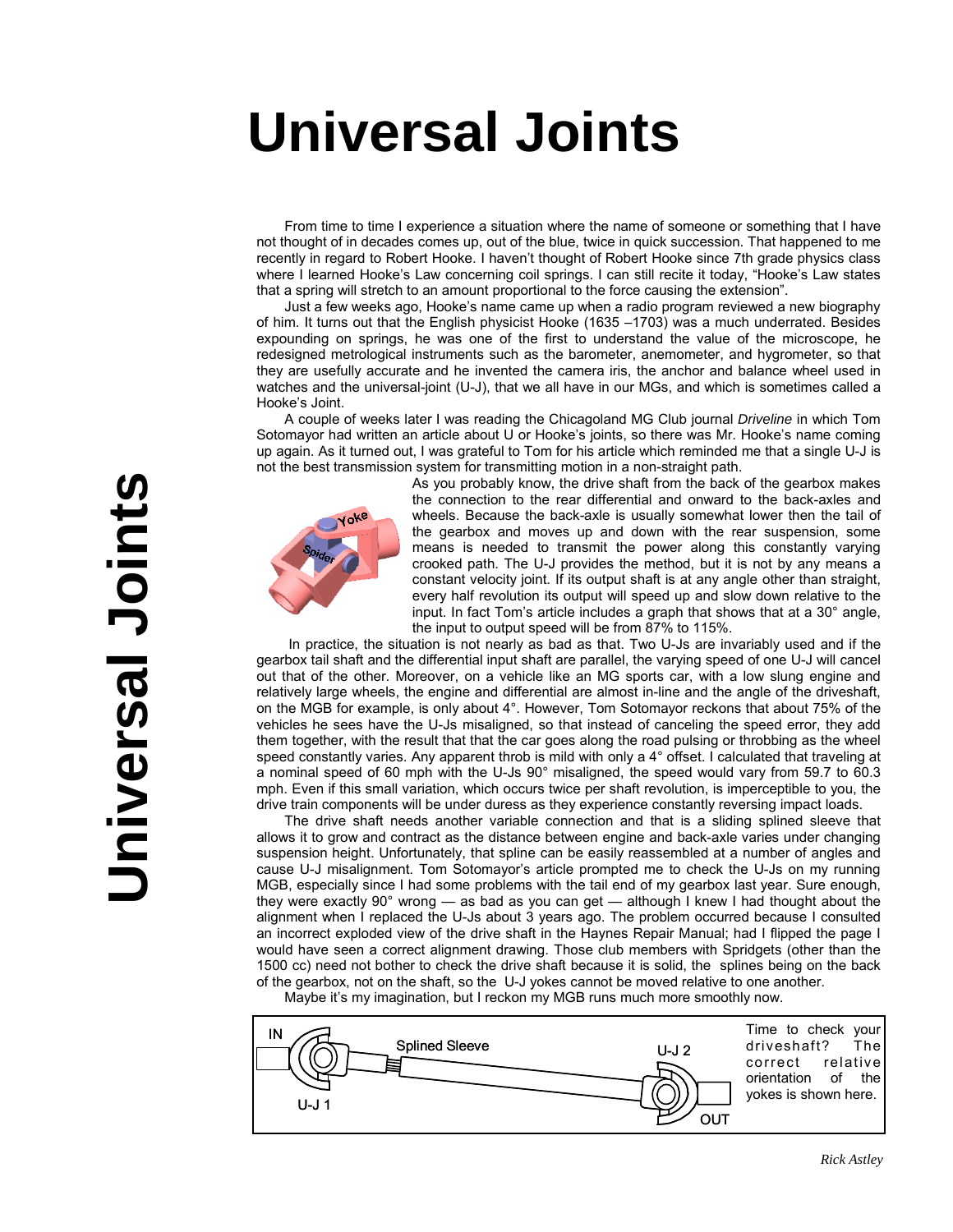# Universal Joints

From time to time I experience a situation where the name of someone or something that I have not thought of in decades comes up, out of the blue, twice in quick succession. That happened to me recently in regard to Robert Hooke. I haven't thought of Robert Hooke since 7th grade physics class where I learned Hooke's Law concerning coil springs. I can still recite it today, "Hooke's Law states that a spring will stretch to an amount proportional to the force causing the extension".

Just a few weeks ago, Hooke's name came up when a radio program reviewed a new biography of him. It turns out that the English physicist Hooke (1635 –1703) was a much underrated. Besides expounding on springs, he was one of the first to understand the value of the microscope, he redesigned metrological instruments such as the barometer, anemometer, and hygrometer, so that they are usefully accurate and he invented the camera iris, the anchor and balance wheel used in watches and the universal-joint (U-J), that we all have in our MGs, and which is sometimes called a Hooke's Joint.

A couple of weeks later I was reading the Chicagoland MG Club journal *Driveline* in which Tom Sotomayor had written an article about U or Hooke's joints, so there was Mr. Hooke's name coming up again. As it turned out, I was grateful to Tom for his article which reminded me that a single U-J is not the best transmission system for transmitting motion in a non-straight path.

As you probably know, the drive shaft from the back of the gearbox makes the connection to the rear differential and onward to the back-axles and wheels. Because the back-axle is usually somewhat lower then the tail of the gearbox and moves up and down with the rear suspension, some means is needed to transmit the power along this constantly varying crooked path. The U-J provides the method, but it is not by any means a constant velocity joint. If its output shaft is at any angle other than straight, every half revolution its output will speed up and slow down relative to the input. In fact Tom's article includes a graph that shows that at a 30° angle, the input to output speed will be from 87% to 115%.

In practice, the situation is not nearly as bad as that. Two U-Js are invariably used and if the gearbox tail shaft and the differential input shaft are parallel, the varying speed of one U-J will cancel out that of the other. Moreover, on a vehicle like an MG sports car, with a low slung engine and relatively large wheels, the engine and differential are almost in-line and the angle of the driveshaft, on the MGB for example, is only about 4°. However, Tom Sotomayor reckons that about 75% of the vehicles he sees have the U-Js misaligned, so that instead of canceling the speed error, they add them together, with the result that that the car goes along the road pulsing or throbbing as the wheel speed constantly varies. Any apparent throb is mild with only a 4° offset. I calculated that traveling at a nominal speed of 60 mph with the U-Js 90° misaligned, the speed would vary from 59.7 to 60.3 mph. Even if this small variation, which occurs twice per shaft revolution, is imperceptible to you, the drive train components will be under duress as they experience constantly reversing impact loads.

The drive shaft needs another variable connection and that is a sliding splined sleeve that allows it to grow and contract as the distance between engine and back-axle varies under changing suspension height. Unfortunately, that spline can be easily reassembled at a number of angles and cause U-J misalignment. Tom Sotomayor's article prompted me to check the U-Js on my running MGB, especially since I had some problems with the tail end of my gearbox last year. Sure enough, they were exactly 90° wrong — as bad as you can get — although I knew I had thought about the alignment when I replaced the U-Js about 3 years ago. The problem occurred because I consulted an incorrect exploded view of the drive shaft in the Haynes Repair Manual; had I flipped the page I would have seen a correct alignment drawing. Those club members with Spridgets (other than the 1500 cc) need not bother to check the drive shaft because it is solid, the splines being on the back of the gearbox, not on the shaft, so the U-J yokes cannot be moved relative to one another.

Maybe it's my imagination, but I reckon my MGB runs much more smoothly now.

Time to check your driveshaft? The correct relative orientation of the yokes is shown here.

*Rick Astley*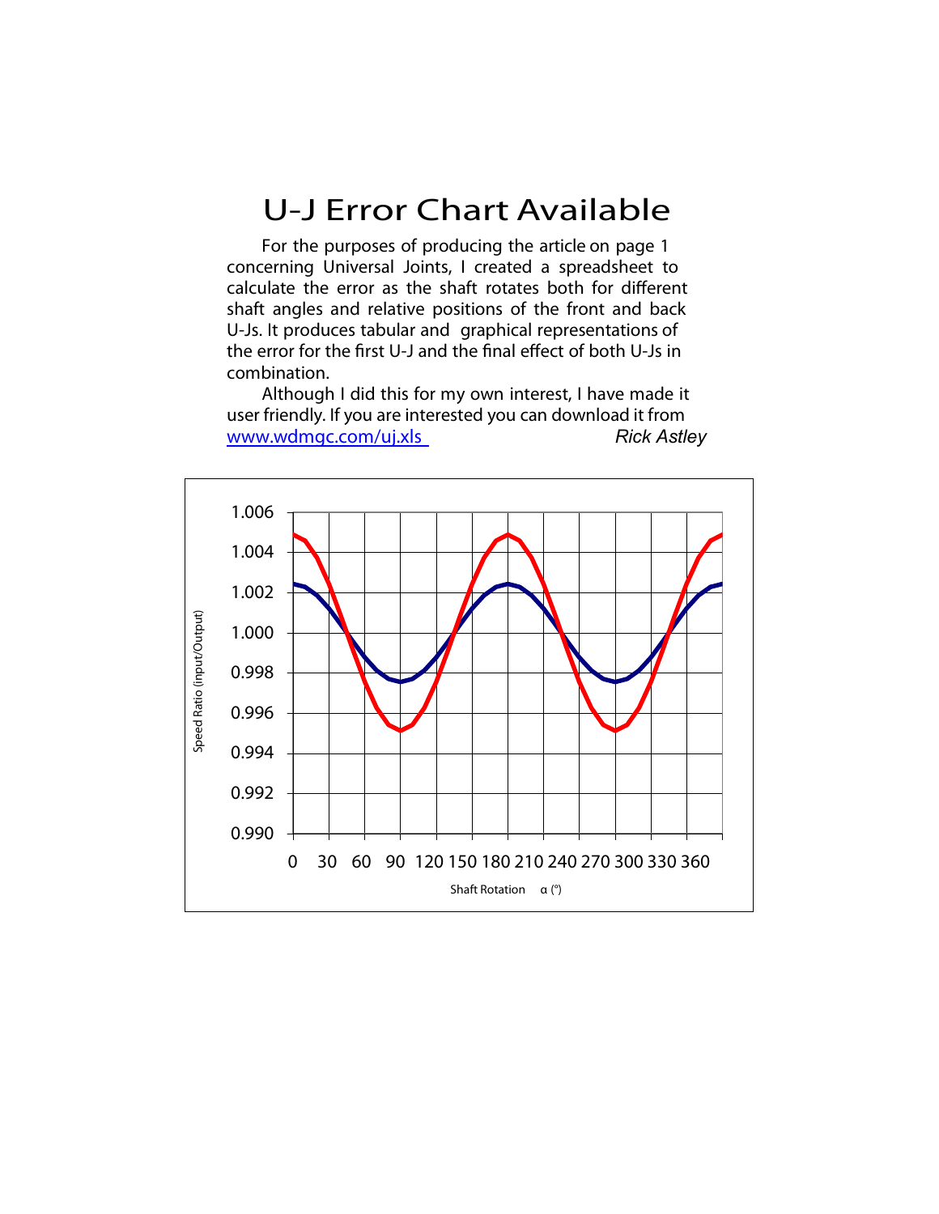# U-J Error Chart Available

For the purposes of producing the article on page 1 concerning Universal Joints, I created a spreadsheet to calculate the error as the shaft rotates both for different shaft angles and relative positions of the front and back U-Js. It produces tabular and graphical representations of the error for the first U-J and the final effect of both U-Js in combination.

Although I did this for my own interest, I have made it user friendly. If you are interested you can download it from [www.wdmgc.com/uj.xls](http://www.wdmgc.com/uj.xls)

*Rick Astley*

1.006
1.004
1.002
1.000
0.998
0.996
0.994
0.992
0.990

Speed Ratio (input/Output)

0 30 60 90 120 150 180 210 240 270 300 330 360

Shaft Rotation α (°)